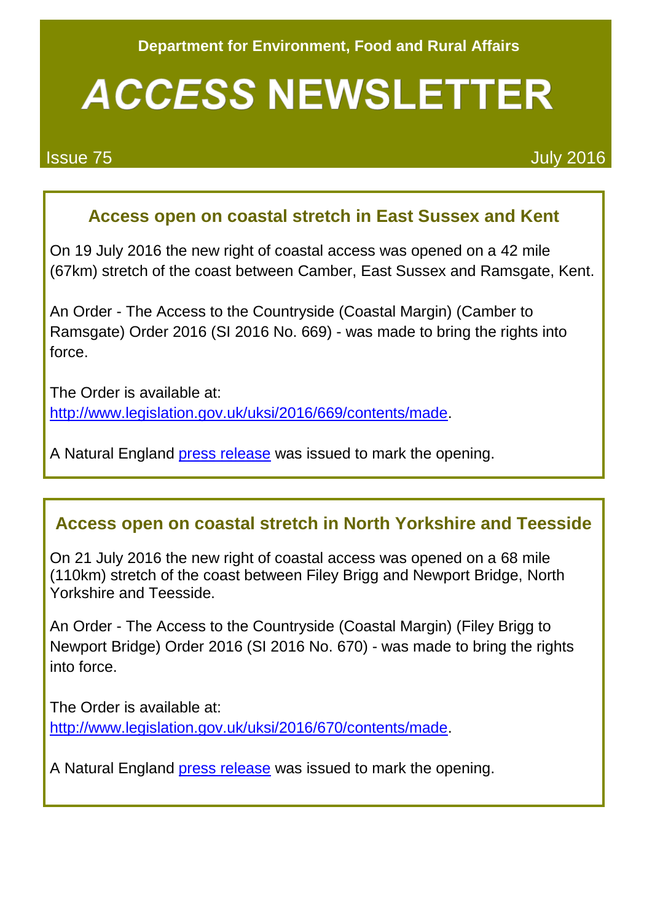Department for Environment, Food and Rural Affairs

# ACCESS NEWSLETTER

Issue 75 July 2016

## Access open on coastal stretch in East Sussex and Kent

On 19 July 2016 the new right of coastal access was opened on a 42 mile (67km) stretch of the coast between Camber, East Sussex and Ramsgate, Kent.

An Order - The Access to the Countryside (Coastal Margin) (Camber to Ramsgate) Order 2016 (SI 2016 No. 669) - was made to bring the rights into force.

The Order is available at:
[http://www.legislation.gov.uk/uksi/2016/669/contents/made](http://www.legislation.gov.uk/uksi/2016/669/contents/made).

A Natural England press release was issued to mark the opening.

## Access open on coastal stretch in North Yorkshire and Teesside

On 21 July 2016 the new right of coastal access was opened on a 68 mile (110km) stretch of the coast between Filey Brigg and Newport Bridge, North Yorkshire and Teesside.

An Order - The Access to the Countryside (Coastal Margin) (Filey Brigg to Newport Bridge) Order 2016 (SI 2016 No. 670) - was made to bring the rights into force.

The Order is available at:
[http://www.legislation.gov.uk/uksi/2016/670/contents/made](http://www.legislation.gov.uk/uksi/2016/670/contents/made).

A Natural England press release was issued to mark the opening.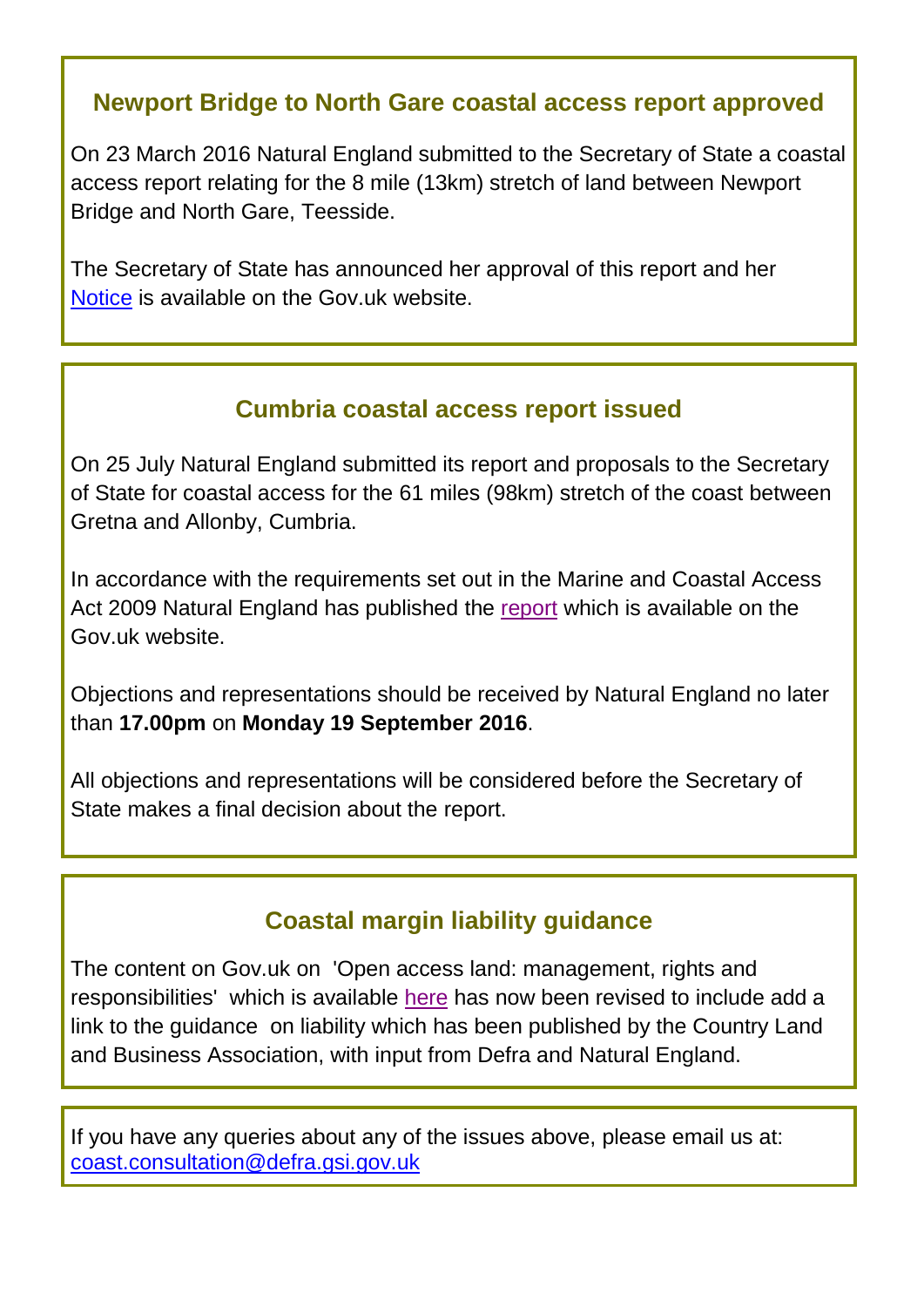## Newport Bridge to North Gare coastal access report approved

On 23 March 2016 Natural England submitted to the Secretary of State a coastal access report relating for the 8 mile (13km) stretch of land between Newport Bridge and North Gare, Teesside.

The Secretary of State has announced her approval of this report and her Notice is available on the Gov.uk website.

## Cumbria coastal access report issued

On 25 July Natural England submitted its report and proposals to the Secretary of State for coastal access for the 61 miles (98km) stretch of the coast between Gretna and Allonby, Cumbria.

In accordance with the requirements set out in the Marine and Coastal Access Act 2009 Natural England has published the report which is available on the Gov.uk website.

Objections and representations should be received by Natural England no later than **17.00pm** on **Monday 19 September 2016**.

All objections and representations will be considered before the Secretary of State makes a final decision about the report.

## Coastal margin liability guidance

The content on Gov.uk on 'Open access land: management, rights and responsibilities' which is available here has now been revised to include add a link to the guidance on liability which has been published by the Country Land and Business Association, with input from Defra and Natural England.

If you have any queries about any of the issues above, please email us at: coast.consultation@defra.gsi.gov.uk